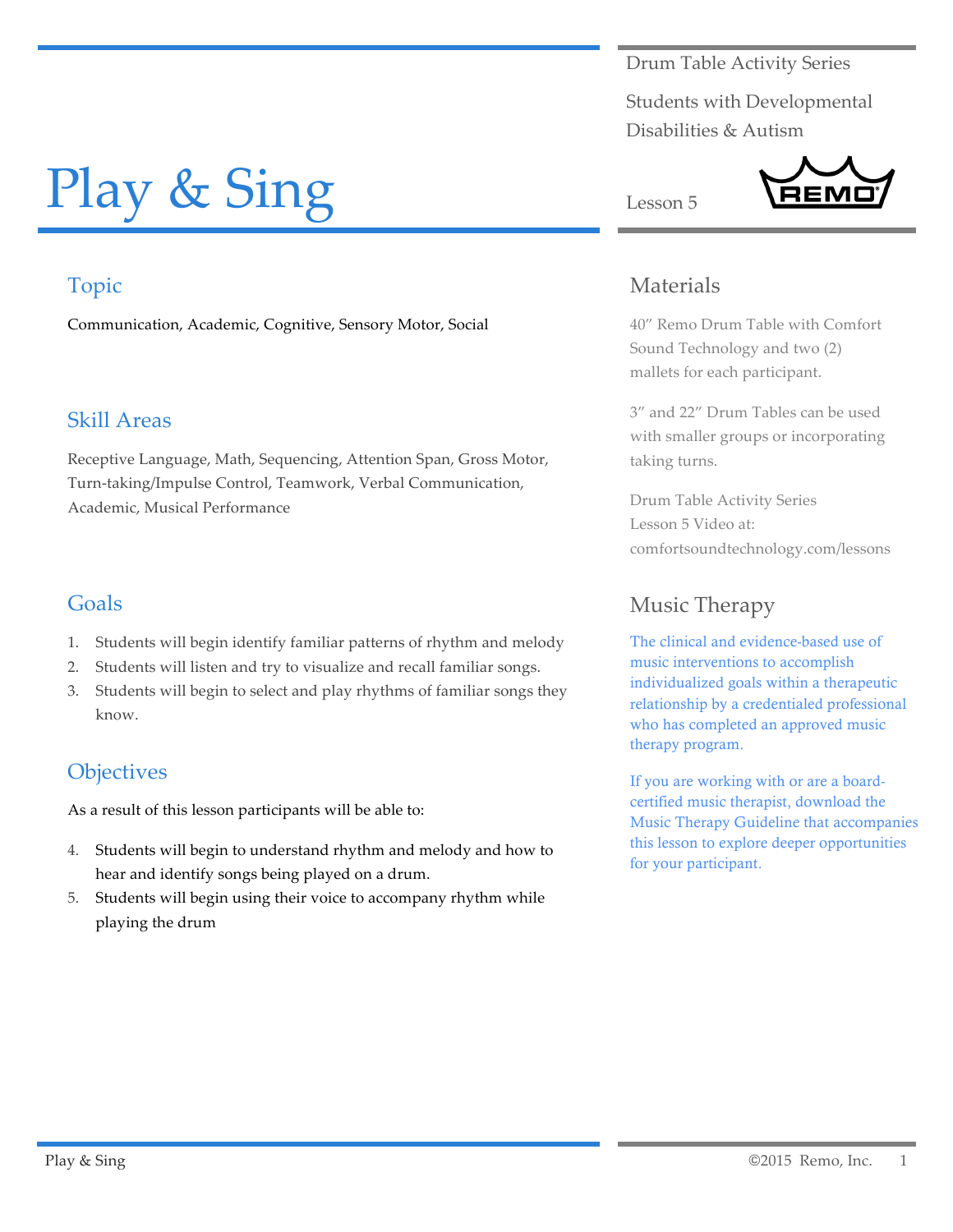Drum Table Activity Series

Students with Developmental Disabilities & Autism

# Play & Sing

Lesson 5

## Topic

Communication, Academic, Cognitive, Sensory Motor, Social

## Skill Areas

Receptive Language, Math, Sequencing, Attention Span, Gross Motor, Turn-taking/Impulse Control, Teamwork, Verbal Communication, Academic, Musical Performance

## Goals

1. Students will begin identify familiar patterns of rhythm and melody
2. Students will listen and try to visualize and recall familiar songs.
3. Students will begin to select and play rhythms of familiar songs they know.

## Objectives

As a result of this lesson participants will be able to:

4. Students will begin to understand rhythm and melody and how to hear and identify songs being played on a drum.
5. Students will begin using their voice to accompany rhythm while playing the drum

## Materials

40" Remo Drum Table with Comfort Sound Technology and two (2) mallets for each participant.

3" and 22" Drum Tables can be used with smaller groups or incorporating taking turns.

Drum Table Activity Series
Lesson 5 Video at:
comfortsoundtechnology.com/lessons

## Music Therapy

The clinical and evidence-based use of music interventions to accomplish individualized goals within a therapeutic relationship by a credentialed professional who has completed an approved music therapy program.

If you are working with or are a board-certified music therapist, download the Music Therapy Guideline that accompanies this lesson to explore deeper opportunities for your participant.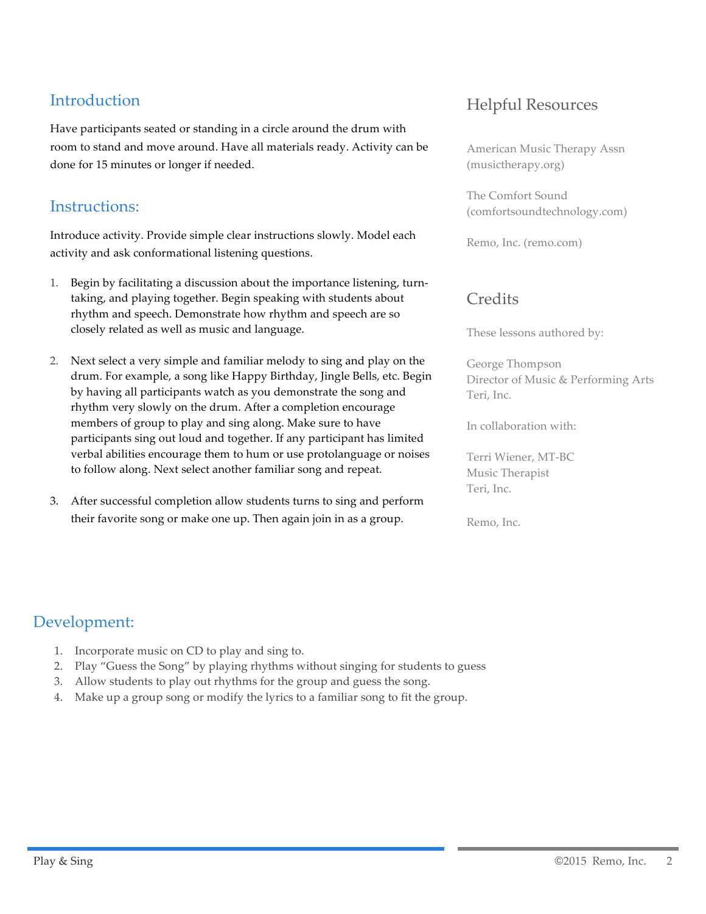## Introduction

Have participants seated or standing in a circle around the drum with room to stand and move around. Have all materials ready. Activity can be done for 15 minutes or longer if needed.

## Instructions:

Introduce activity. Provide simple clear instructions slowly. Model each activity and ask conformational listening questions.

1. Begin by facilitating a discussion about the importance listening, turn-taking, and playing together. Begin speaking with students about rhythm and speech. Demonstrate how rhythm and speech are so closely related as well as music and language.

2. Next select a very simple and familiar melody to sing and play on the drum. For example, a song like Happy Birthday, Jingle Bells, etc. Begin by having all participants watch as you demonstrate the song and rhythm very slowly on the drum. After a completion encourage members of group to play and sing along. Make sure to have participants sing out loud and together. If any participant has limited verbal abilities encourage them to hum or use protolanguage or noises to follow along. Next select another familiar song and repeat.

3. After successful completion allow students turns to sing and perform their favorite song or make one up. Then again join in as a group.

## Helpful Resources

American Music Therapy Assn (musictherapy.org)

The Comfort Sound (comfortsoundtechnology.com)

Remo, Inc. (remo.com)

## Credits

These lessons authored by:

George Thompson
Director of Music & Performing Arts
Teri, Inc.

In collaboration with:

Terri Wiener, MT-BC
Music Therapist
Teri, Inc.

Remo, Inc.

## Development:

1. Incorporate music on CD to play and sing to.
2. Play "Guess the Song" by playing rhythms without singing for students to guess
3. Allow students to play out rhythms for the group and guess the song.
4. Make up a group song or modify the lyrics to a familiar song to fit the group.